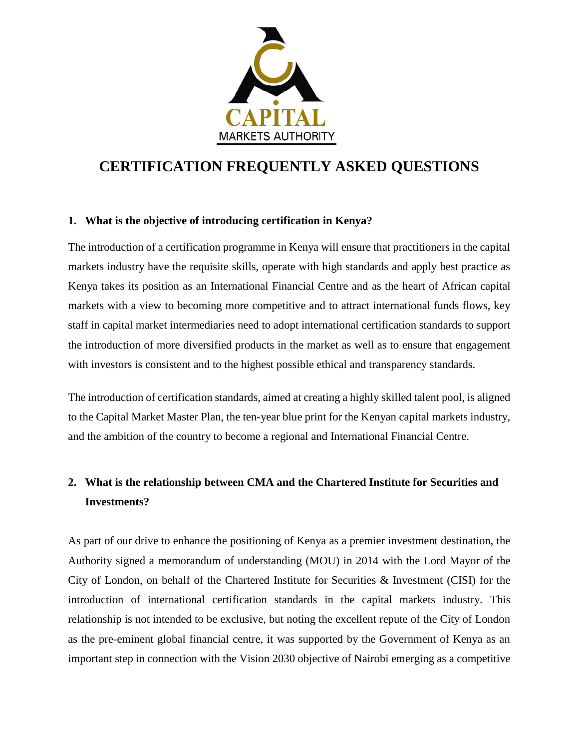CAPITAL

MARKETS AUTHORITY

# CERTIFICATION FREQUENTLY ASKED QUESTIONS

## 1. What is the objective of introducing certification in Kenya?

The introduction of a certification programme in Kenya will ensure that practitioners in the capital markets industry have the requisite skills, operate with high standards and apply best practice as Kenya takes its position as an International Financial Centre and as the heart of African capital markets with a view to becoming more competitive and to attract international funds flows, key staff in capital market intermediaries need to adopt international certification standards to support the introduction of more diversified products in the market as well as to ensure that engagement with investors is consistent and to the highest possible ethical and transparency standards.

The introduction of certification standards, aimed at creating a highly skilled talent pool, is aligned to the Capital Market Master Plan, the ten-year blue print for the Kenyan capital markets industry, and the ambition of the country to become a regional and International Financial Centre.

## 2. What is the relationship between CMA and the Chartered Institute for Securities and Investments?

As part of our drive to enhance the positioning of Kenya as a premier investment destination, the Authority signed a memorandum of understanding (MOU) in 2014 with the Lord Mayor of the City of London, on behalf of the Chartered Institute for Securities & Investment (CISI) for the introduction of international certification standards in the capital markets industry. This relationship is not intended to be exclusive, but noting the excellent repute of the City of London as the pre-eminent global financial centre, it was supported by the Government of Kenya as an important step in connection with the Vision 2030 objective of Nairobi emerging as a competitive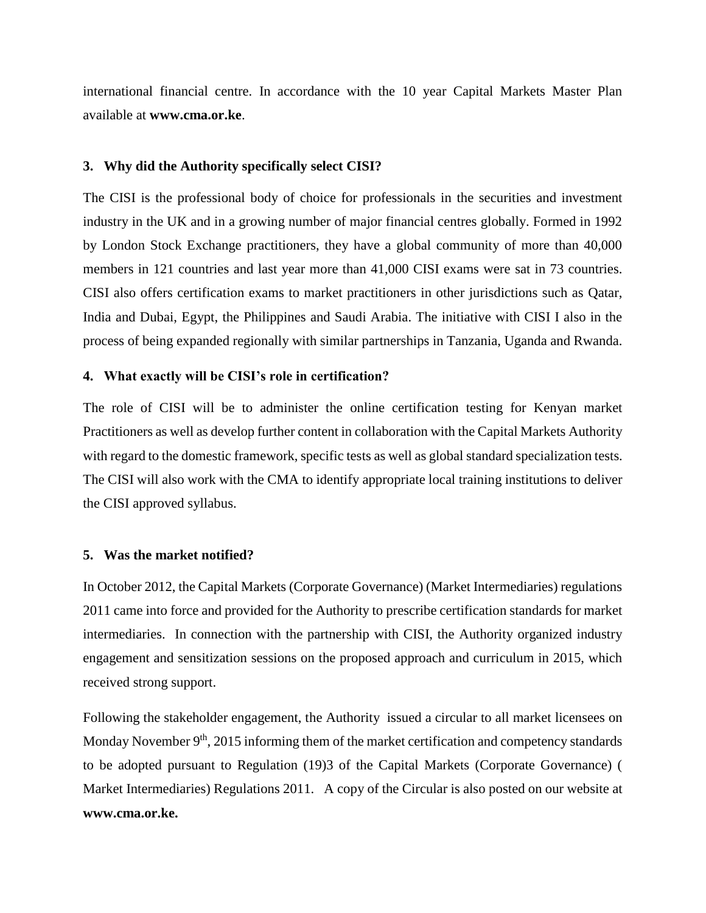international financial centre. In accordance with the 10 year Capital Markets Master Plan available at **www.cma.or.ke**.

**3. Why did the Authority specifically select CISI?**

The CISI is the professional body of choice for professionals in the securities and investment industry in the UK and in a growing number of major financial centres globally. Formed in 1992 by London Stock Exchange practitioners, they have a global community of more than 40,000 members in 121 countries and last year more than 41,000 CISI exams were sat in 73 countries. CISI also offers certification exams to market practitioners in other jurisdictions such as Qatar, India and Dubai, Egypt, the Philippines and Saudi Arabia. The initiative with CISI I also in the process of being expanded regionally with similar partnerships in Tanzania, Uganda and Rwanda.

**4. What exactly will be CISI's role in certification?**

The role of CISI will be to administer the online certification testing for Kenyan market Practitioners as well as develop further content in collaboration with the Capital Markets Authority with regard to the domestic framework, specific tests as well as global standard specialization tests. The CISI will also work with the CMA to identify appropriate local training institutions to deliver the CISI approved syllabus.

**5. Was the market notified?**

In October 2012, the Capital Markets (Corporate Governance) (Market Intermediaries) regulations 2011 came into force and provided for the Authority to prescribe certification standards for market intermediaries. In connection with the partnership with CISI, the Authority organized industry engagement and sensitization sessions on the proposed approach and curriculum in 2015, which received strong support.

Following the stakeholder engagement, the Authority issued a circular to all market licensees on Monday November 9th, 2015 informing them of the market certification and competency standards to be adopted pursuant to Regulation (19)3 of the Capital Markets (Corporate Governance) ( Market Intermediaries) Regulations 2011. A copy of the Circular is also posted on our website at **www.cma.or.ke.**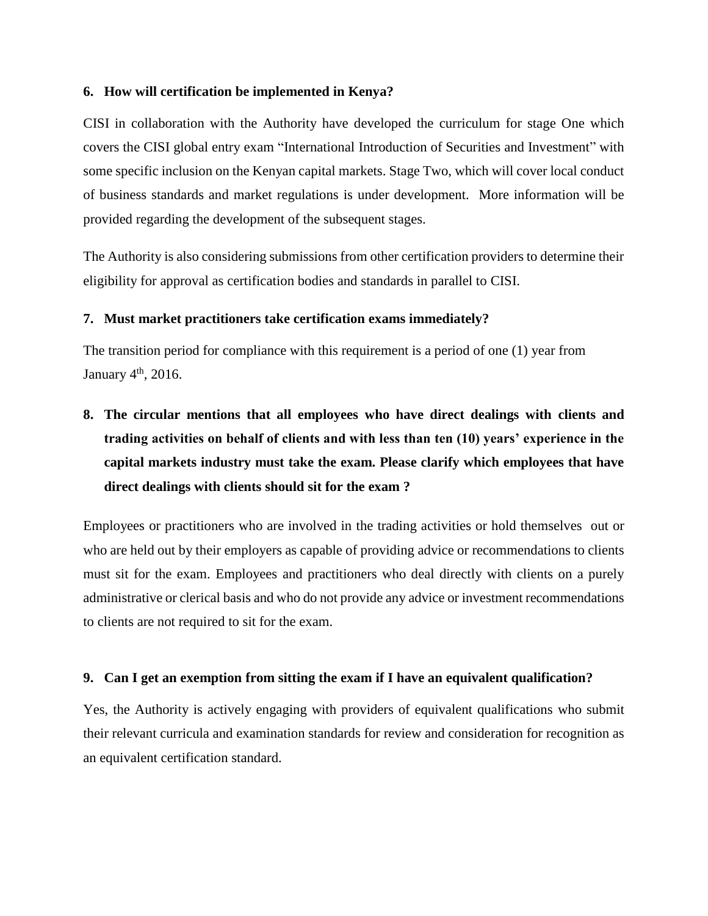**6. How will certification be implemented in Kenya?**

CISI in collaboration with the Authority have developed the curriculum for stage One which covers the CISI global entry exam "International Introduction of Securities and Investment" with some specific inclusion on the Kenyan capital markets. Stage Two, which will cover local conduct of business standards and market regulations is under development. More information will be provided regarding the development of the subsequent stages.

The Authority is also considering submissions from other certification providers to determine their eligibility for approval as certification bodies and standards in parallel to CISI.

**7. Must market practitioners take certification exams immediately?**

The transition period for compliance with this requirement is a period of one (1) year from January 4th, 2016.

**8. The circular mentions that all employees who have direct dealings with clients and trading activities on behalf of clients and with less than ten (10) years' experience in the capital markets industry must take the exam. Please clarify which employees that have direct dealings with clients should sit for the exam ?**

Employees or practitioners who are involved in the trading activities or hold themselves out or who are held out by their employers as capable of providing advice or recommendations to clients must sit for the exam. Employees and practitioners who deal directly with clients on a purely administrative or clerical basis and who do not provide any advice or investment recommendations to clients are not required to sit for the exam.

**9. Can I get an exemption from sitting the exam if I have an equivalent qualification?**

Yes, the Authority is actively engaging with providers of equivalent qualifications who submit their relevant curricula and examination standards for review and consideration for recognition as an equivalent certification standard.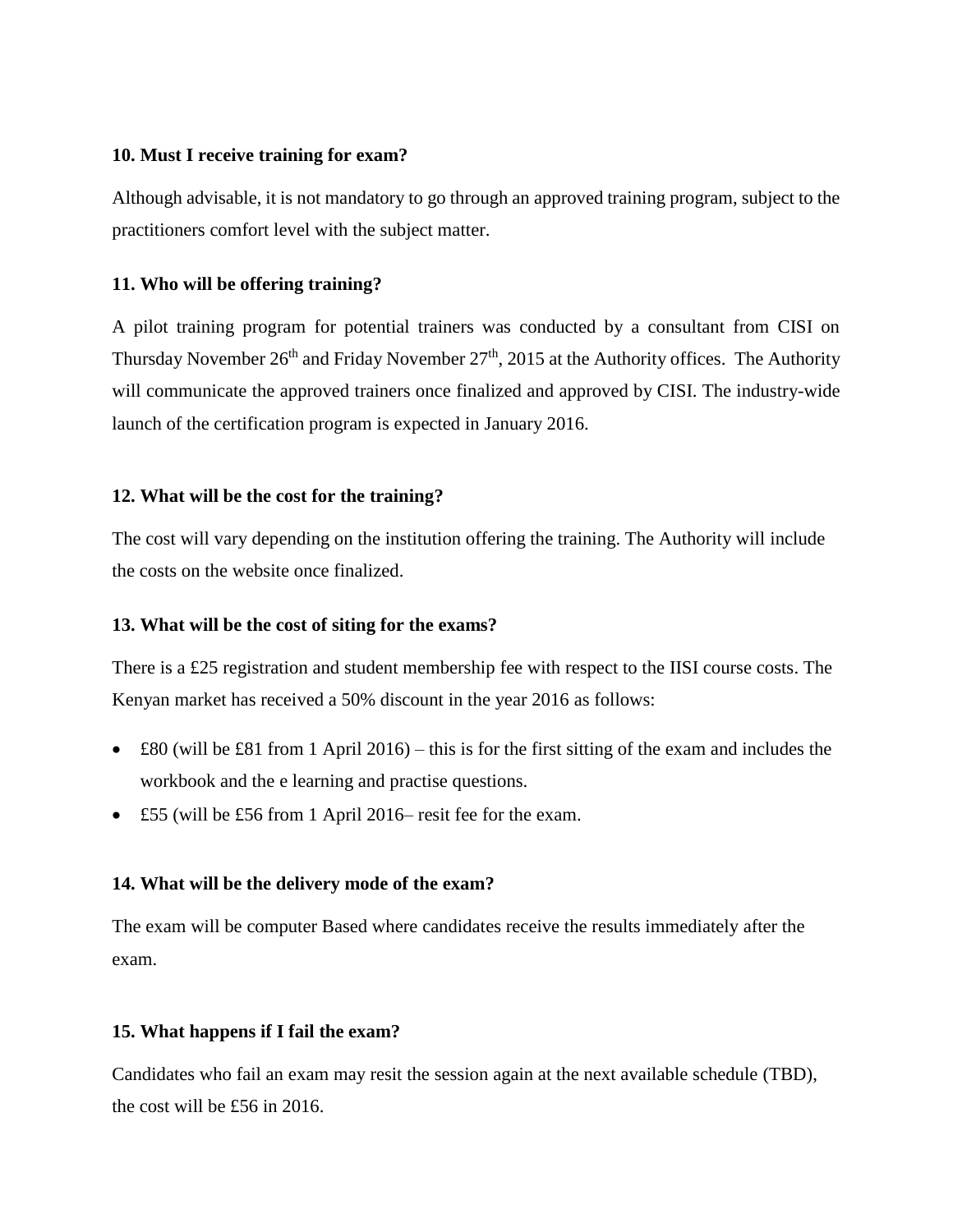**10. Must I receive training for exam?**

Although advisable, it is not mandatory to go through an approved training program, subject to the practitioners comfort level with the subject matter.

**11. Who will be offering training?**

A pilot training program for potential trainers was conducted by a consultant from CISI on Thursday November 26th and Friday November 27th, 2015 at the Authority offices. The Authority will communicate the approved trainers once finalized and approved by CISI. The industry-wide launch of the certification program is expected in January 2016.

**12. What will be the cost for the training?**

The cost will vary depending on the institution offering the training. The Authority will include the costs on the website once finalized.

**13. What will be the cost of siting for the exams?**

There is a £25 registration and student membership fee with respect to the IISI course costs. The Kenyan market has received a 50% discount in the year 2016 as follows:

- £80 (will be £81 from 1 April 2016) – this is for the first sitting of the exam and includes the workbook and the e learning and practise questions.
- £55 (will be £56 from 1 April 2016– resit fee for the exam.

**14. What will be the delivery mode of the exam?**

The exam will be computer Based where candidates receive the results immediately after the exam.

**15. What happens if I fail the exam?**

Candidates who fail an exam may resit the session again at the next available schedule (TBD), the cost will be £56 in 2016.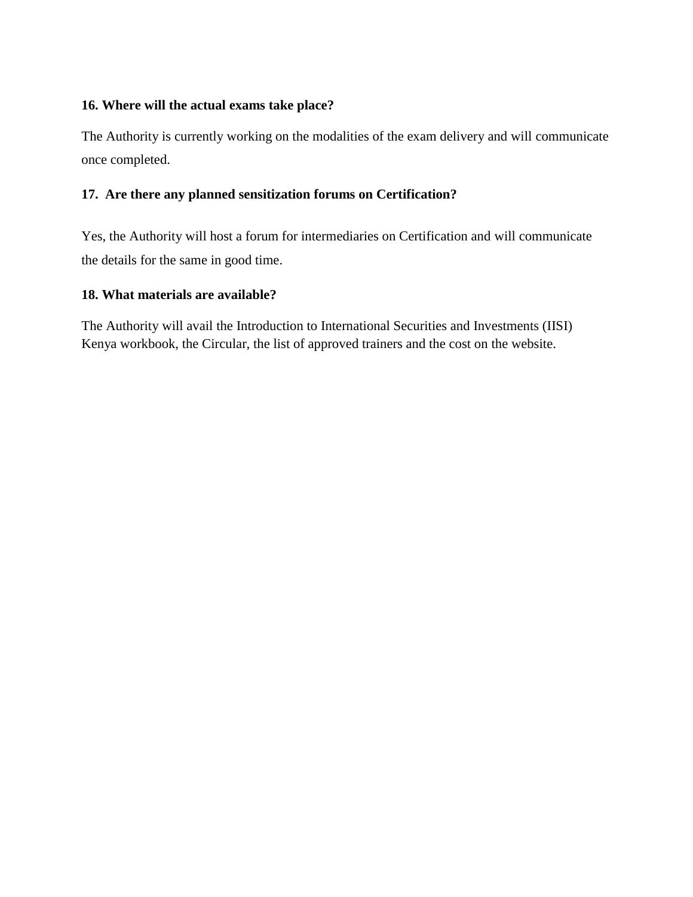**16. Where will the actual exams take place?**

The Authority is currently working on the modalities of the exam delivery and will communicate once completed.

**17. Are there any planned sensitization forums on Certification?**

Yes, the Authority will host a forum for intermediaries on Certification and will communicate the details for the same in good time.

**18. What materials are available?**

The Authority will avail the Introduction to International Securities and Investments (IISI) Kenya workbook, the Circular, the list of approved trainers and the cost on the website.